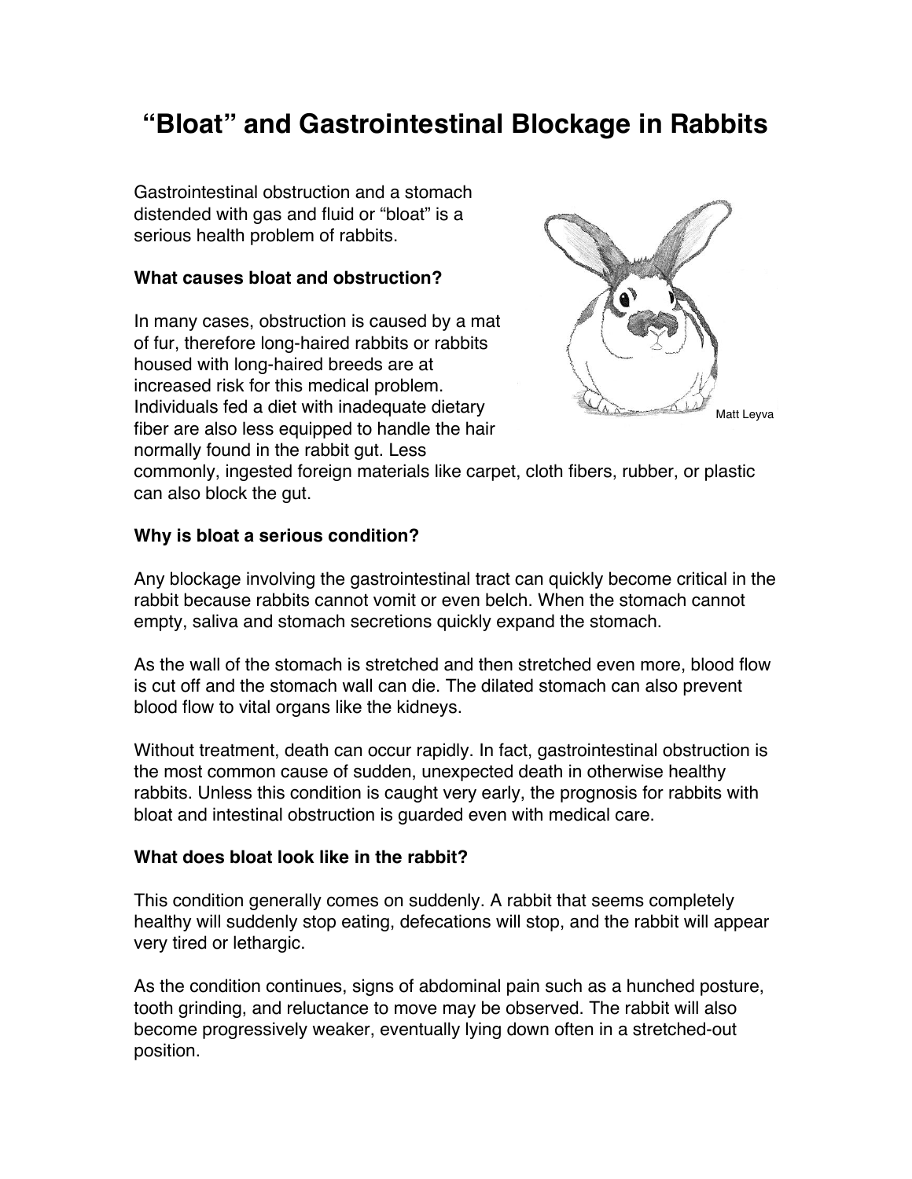# "Bloat" and Gastrointestinal Blockage in Rabbits

Gastrointestinal obstruction and a stomach distended with gas and fluid or "bloat" is a serious health problem of rabbits.

Matt Leyva

### What causes bloat and obstruction?

In many cases, obstruction is caused by a mat of fur, therefore long-haired rabbits or rabbits housed with long-haired breeds are at increased risk for this medical problem. Individuals fed a diet with inadequate dietary fiber are also less equipped to handle the hair normally found in the rabbit gut. Less commonly, ingested foreign materials like carpet, cloth fibers, rubber, or plastic can also block the gut.

### Why is bloat a serious condition?

Any blockage involving the gastrointestinal tract can quickly become critical in the rabbit because rabbits cannot vomit or even belch. When the stomach cannot empty, saliva and stomach secretions quickly expand the stomach.

As the wall of the stomach is stretched and then stretched even more, blood flow is cut off and the stomach wall can die. The dilated stomach can also prevent blood flow to vital organs like the kidneys.

Without treatment, death can occur rapidly. In fact, gastrointestinal obstruction is the most common cause of sudden, unexpected death in otherwise healthy rabbits. Unless this condition is caught very early, the prognosis for rabbits with bloat and intestinal obstruction is guarded even with medical care.

### What does bloat look like in the rabbit?

This condition generally comes on suddenly. A rabbit that seems completely healthy will suddenly stop eating, defecations will stop, and the rabbit will appear very tired or lethargic.

As the condition continues, signs of abdominal pain such as a hunched posture, tooth grinding, and reluctance to move may be observed. The rabbit will also become progressively weaker, eventually lying down often in a stretched-out position.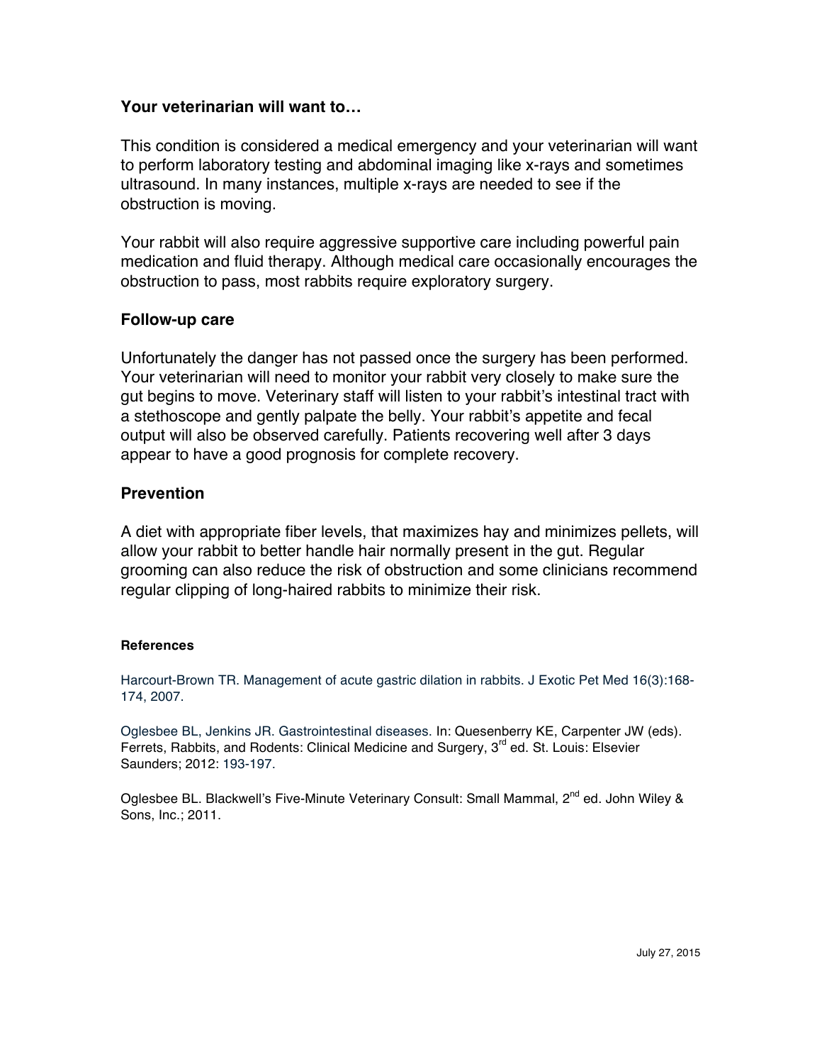### Your veterinarian will want to…

This condition is considered a medical emergency and your veterinarian will want to perform laboratory testing and abdominal imaging like x-rays and sometimes ultrasound. In many instances, multiple x-rays are needed to see if the obstruction is moving.

Your rabbit will also require aggressive supportive care including powerful pain medication and fluid therapy. Although medical care occasionally encourages the obstruction to pass, most rabbits require exploratory surgery.

### Follow-up care

Unfortunately the danger has not passed once the surgery has been performed. Your veterinarian will need to monitor your rabbit very closely to make sure the gut begins to move. Veterinary staff will listen to your rabbit's intestinal tract with a stethoscope and gently palpate the belly. Your rabbit's appetite and fecal output will also be observed carefully. Patients recovering well after 3 days appear to have a good prognosis for complete recovery.

### Prevention

A diet with appropriate fiber levels, that maximizes hay and minimizes pellets, will allow your rabbit to better handle hair normally present in the gut. Regular grooming can also reduce the risk of obstruction and some clinicians recommend regular clipping of long-haired rabbits to minimize their risk.

#### References

Harcourt-Brown TR. Management of acute gastric dilation in rabbits. J Exotic Pet Med 16(3):168-174, 2007.

Oglesbee BL, Jenkins JR. Gastrointestinal diseases. In: Quesenberry KE, Carpenter JW (eds). Ferrets, Rabbits, and Rodents: Clinical Medicine and Surgery, 3rd ed. St. Louis: Elsevier Saunders; 2012: 193-197.

Oglesbee BL. Blackwell's Five-Minute Veterinary Consult: Small Mammal, 2nd ed. John Wiley & Sons, Inc.; 2011.

July 27, 2015